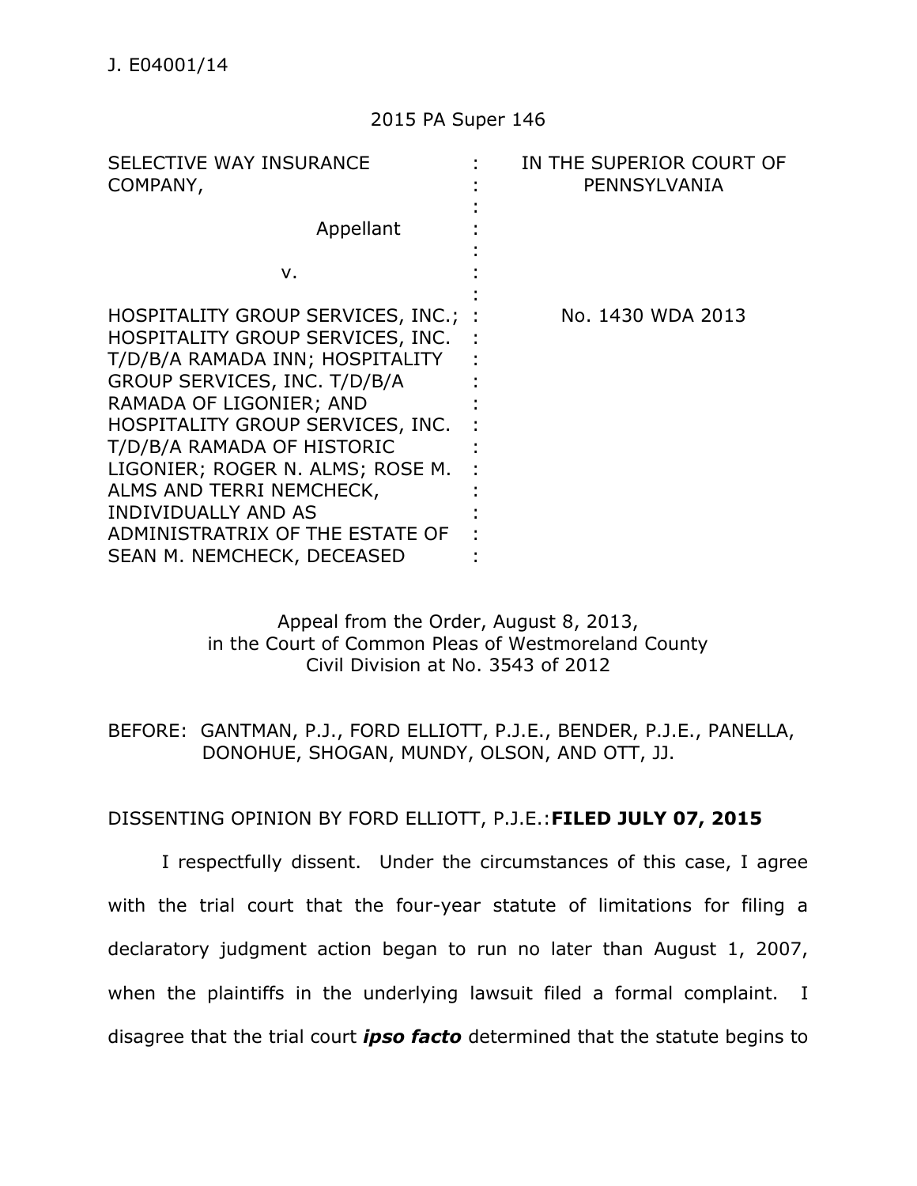J. E04001/14

2015 PA Super 146

| SELECTIVE WAY INSURANCE COMPANY,<br><br>Appellant<br><br>v.<br><br>HOSPITALITY GROUP SERVICES, INC.; HOSPITALITY GROUP SERVICES, INC. T/D/B/A RAMADA INN; HOSPITALITY GROUP SERVICES, INC. T/D/B/A RAMADA OF LIGONIER; AND HOSPITALITY GROUP SERVICES, INC. T/D/B/A RAMADA OF HISTORIC LIGONIER; ROGER N. ALMS; ROSE M. ALMS AND TERRI NEMCHECK, INDIVIDUALLY AND AS ADMINISTRATRIX OF THE ESTATE OF SEAN M. NEMCHECK, DECEASED | IN THE SUPERIOR COURT OF PENNSYLVANIA<br><br>No. 1430 WDA 2013 |
|---|---|

Appeal from the Order, August 8, 2013,
in the Court of Common Pleas of Westmoreland County
Civil Division at No. 3543 of 2012

BEFORE: GANTMAN, P.J., FORD ELLIOTT, P.J.E., BENDER, P.J.E., PANELLA, DONOHUE, SHOGAN, MUNDY, OLSON, AND OTT, JJ.

DISSENTING OPINION BY FORD ELLIOTT, P.J.E.: **FILED JULY 07, 2015**

I respectfully dissent. Under the circumstances of this case, I agree with the trial court that the four-year statute of limitations for filing a declaratory judgment action began to run no later than August 1, 2007, when the plaintiffs in the underlying lawsuit filed a formal complaint. I disagree that the trial court ***ipso facto*** determined that the statute begins to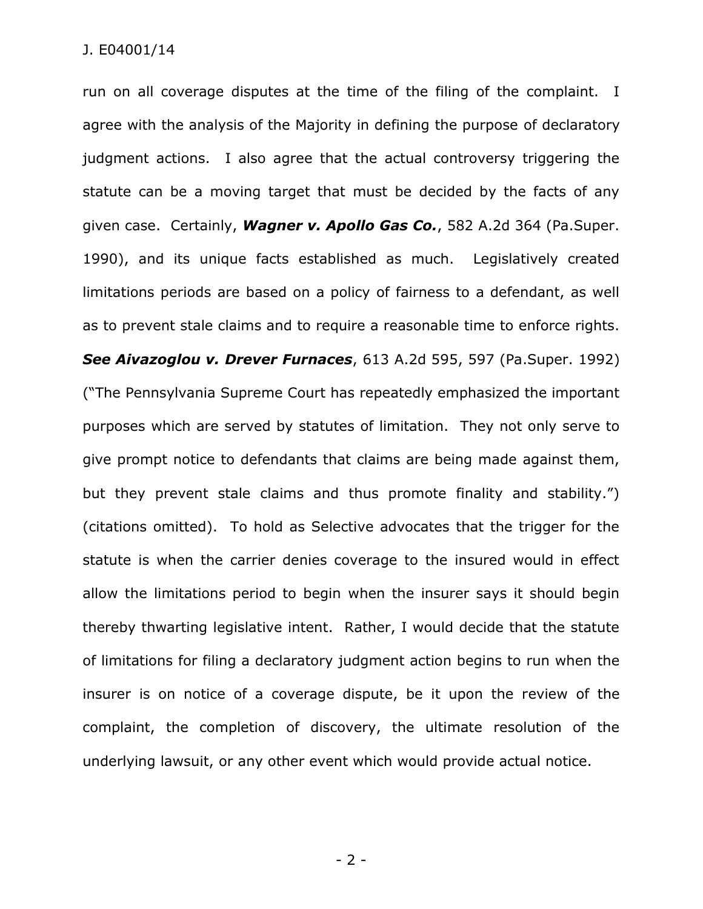run on all coverage disputes at the time of the filing of the complaint. I agree with the analysis of the Majority in defining the purpose of declaratory judgment actions. I also agree that the actual controversy triggering the statute can be a moving target that must be decided by the facts of any given case. Certainly, ***Wagner v. Apollo Gas Co.***, 582 A.2d 364 (Pa.Super. 1990), and its unique facts established as much. Legislatively created limitations periods are based on a policy of fairness to a defendant, as well as to prevent stale claims and to require a reasonable time to enforce rights. ***See Aivazoglou v. Drever Furnaces***, 613 A.2d 595, 597 (Pa.Super. 1992) ("The Pennsylvania Supreme Court has repeatedly emphasized the important purposes which are served by statutes of limitation. They not only serve to give prompt notice to defendants that claims are being made against them, but they prevent stale claims and thus promote finality and stability.") (citations omitted). To hold as Selective advocates that the trigger for the statute is when the carrier denies coverage to the insured would in effect allow the limitations period to begin when the insurer says it should begin thereby thwarting legislative intent. Rather, I would decide that the statute of limitations for filing a declaratory judgment action begins to run when the insurer is on notice of a coverage dispute, be it upon the review of the complaint, the completion of discovery, the ultimate resolution of the underlying lawsuit, or any other event which would provide actual notice.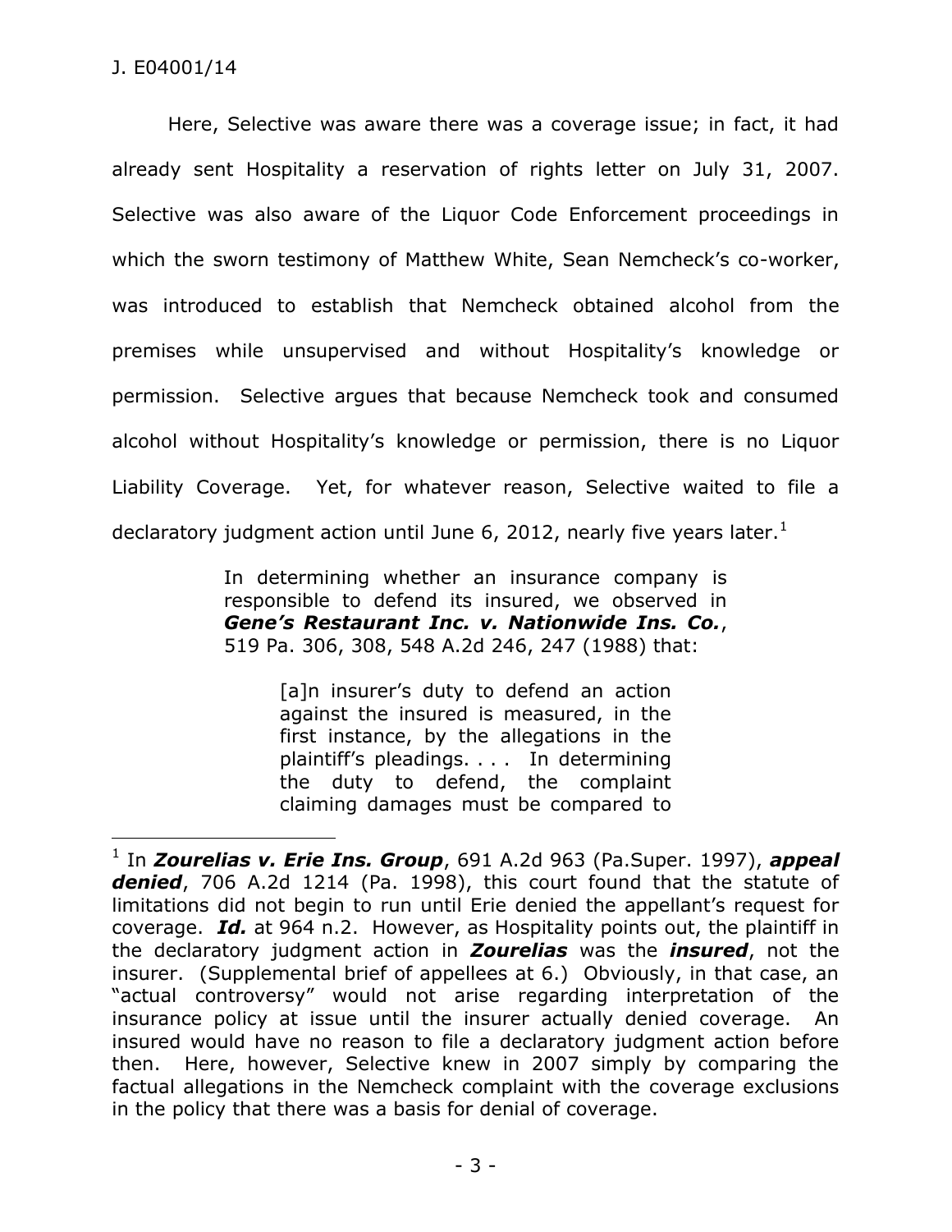Here, Selective was aware there was a coverage issue; in fact, it had already sent Hospitality a reservation of rights letter on July 31, 2007. Selective was also aware of the Liquor Code Enforcement proceedings in which the sworn testimony of Matthew White, Sean Nemcheck's co-worker, was introduced to establish that Nemcheck obtained alcohol from the premises while unsupervised and without Hospitality's knowledge or permission. Selective argues that because Nemcheck took and consumed alcohol without Hospitality's knowledge or permission, there is no Liquor Liability Coverage. Yet, for whatever reason, Selective waited to file a declaratory judgment action until June 6, 2012, nearly five years later.[1]

> In determining whether an insurance company is responsible to defend its insured, we observed in ***Gene's Restaurant Inc. v. Nationwide Ins. Co.***, 519 Pa. 306, 308, 548 A.2d 246, 247 (1988) that:
>
> > [a]n insurer's duty to defend an action against the insured is measured, in the first instance, by the allegations in the plaintiff's pleadings. . . . In determining the duty to defend, the complaint claiming damages must be compared to

---

[1] In ***Zourelias v. Erie Ins. Group***, 691 A.2d 963 (Pa.Super. 1997), ***appeal denied***, 706 A.2d 1214 (Pa. 1998), this court found that the statute of limitations did not begin to run until Erie denied the appellant's request for coverage. ***Id.*** at 964 n.2. However, as Hospitality points out, the plaintiff in the declaratory judgment action in ***Zourelias*** was the ***insured***, not the insurer. (Supplemental brief of appellees at 6.) Obviously, in that case, an "actual controversy" would not arise regarding interpretation of the insurance policy at issue until the insurer actually denied coverage. An insured would have no reason to file a declaratory judgment action before then. Here, however, Selective knew in 2007 simply by comparing the factual allegations in the Nemcheck complaint with the coverage exclusions in the policy that there was a basis for denial of coverage.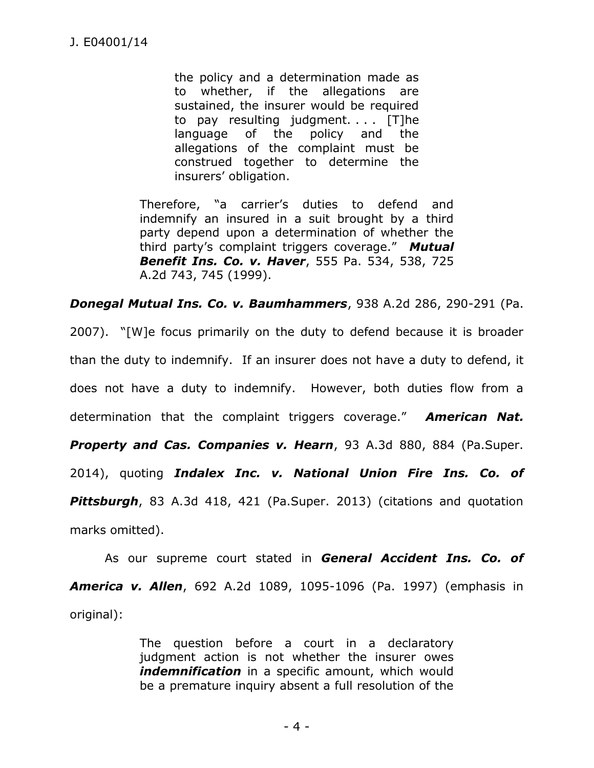> > the policy and a determination made as to whether, if the allegations are sustained, the insurer would be required to pay resulting judgment. . . . [T]he language of the policy and the allegations of the complaint must be construed together to determine the insurers' obligation.
>
> Therefore, "a carrier's duties to defend and indemnify an insured in a suit brought by a third party depend upon a determination of whether the third party's complaint triggers coverage." ***Mutual Benefit Ins. Co. v. Haver***, 555 Pa. 534, 538, 725 A.2d 743, 745 (1999).

***Donegal Mutual Ins. Co. v. Baumhammers***, 938 A.2d 286, 290-291 (Pa. 2007). "[W]e focus primarily on the duty to defend because it is broader than the duty to indemnify. If an insurer does not have a duty to defend, it does not have a duty to indemnify. However, both duties flow from a determination that the complaint triggers coverage." ***American Nat. Property and Cas. Companies v. Hearn***, 93 A.3d 880, 884 (Pa.Super. 2014), quoting ***Indalex Inc. v. National Union Fire Ins. Co. of Pittsburgh***, 83 A.3d 418, 421 (Pa.Super. 2013) (citations and quotation marks omitted).

As our supreme court stated in ***General Accident Ins. Co. of America v. Allen***, 692 A.2d 1089, 1095-1096 (Pa. 1997) (emphasis in original):

> The question before a court in a declaratory judgment action is not whether the insurer owes ***indemnification*** in a specific amount, which would be a premature inquiry absent a full resolution of the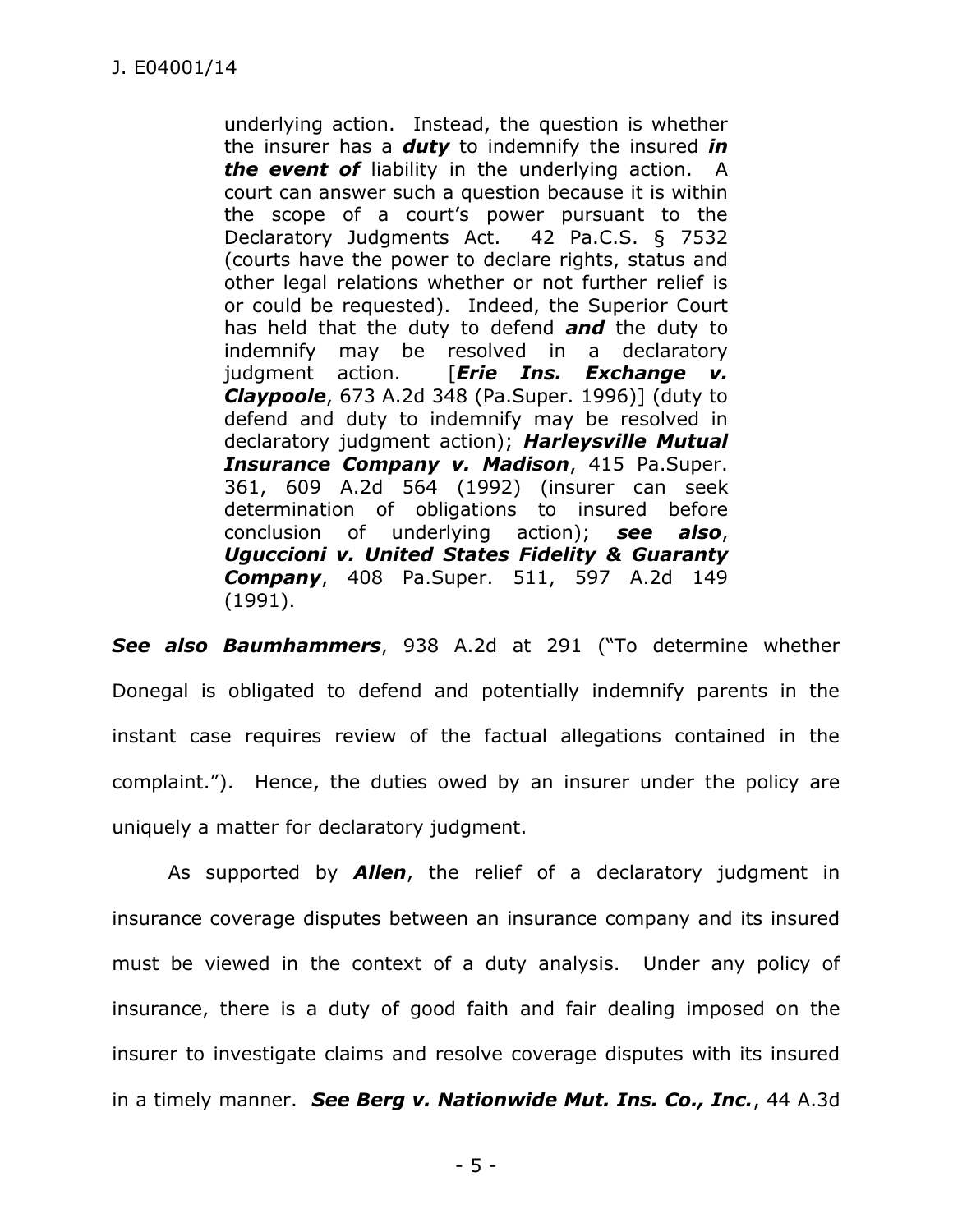underlying action. Instead, the question is whether the insurer has a ***duty*** to indemnify the insured ***in the event of*** liability in the underlying action. A court can answer such a question because it is within the scope of a court's power pursuant to the Declaratory Judgments Act. 42 Pa.C.S. § 7532 (courts have the power to declare rights, status and other legal relations whether or not further relief is or could be requested). Indeed, the Superior Court has held that the duty to defend ***and*** the duty to indemnify may be resolved in a declaratory judgment action. [***Erie Ins. Exchange v. Claypoole***, 673 A.2d 348 (Pa.Super. 1996)] (duty to defend and duty to indemnify may be resolved in declaratory judgment action); ***Harleysville Mutual Insurance Company v. Madison***, 415 Pa.Super. 361, 609 A.2d 564 (1992) (insurer can seek determination of obligations to insured before conclusion of underlying action); ***see also***, ***Uguccioni v. United States Fidelity & Guaranty Company***, 408 Pa.Super. 511, 597 A.2d 149 (1991).

***See also Baumhammers***, 938 A.2d at 291 ("To determine whether Donegal is obligated to defend and potentially indemnify parents in the instant case requires review of the factual allegations contained in the complaint."). Hence, the duties owed by an insurer under the policy are uniquely a matter for declaratory judgment.

As supported by ***Allen***, the relief of a declaratory judgment in insurance coverage disputes between an insurance company and its insured must be viewed in the context of a duty analysis. Under any policy of insurance, there is a duty of good faith and fair dealing imposed on the insurer to investigate claims and resolve coverage disputes with its insured in a timely manner. ***See Berg v. Nationwide Mut. Ins. Co., Inc.***, 44 A.3d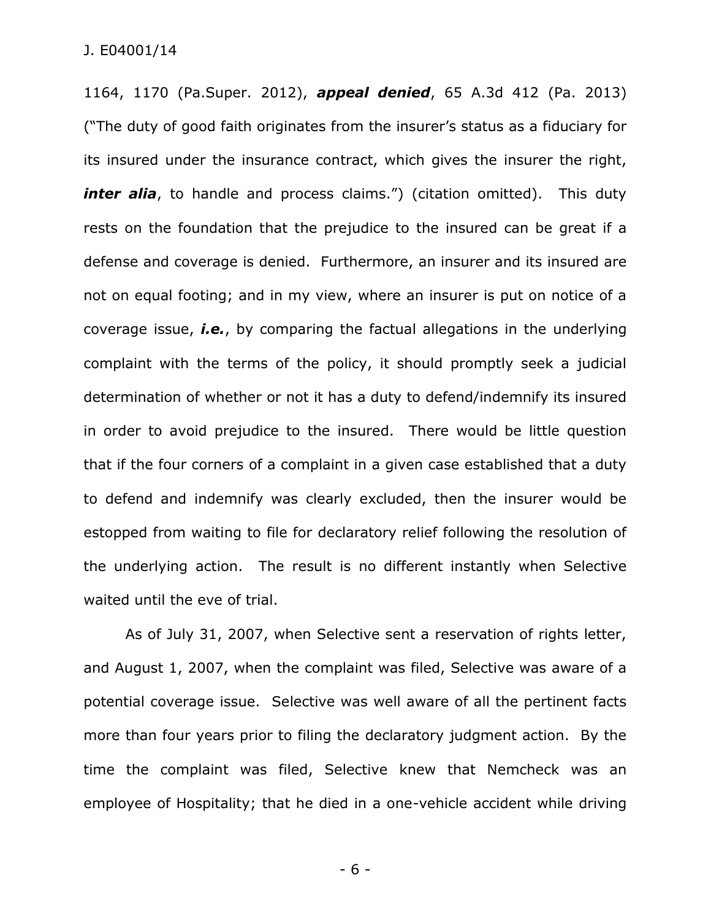1164, 1170 (Pa.Super. 2012), ***appeal denied***, 65 A.3d 412 (Pa. 2013) ("The duty of good faith originates from the insurer's status as a fiduciary for its insured under the insurance contract, which gives the insurer the right, ***inter alia***, to handle and process claims.") (citation omitted). This duty rests on the foundation that the prejudice to the insured can be great if a defense and coverage is denied. Furthermore, an insurer and its insured are not on equal footing; and in my view, where an insurer is put on notice of a coverage issue, ***i.e.***, by comparing the factual allegations in the underlying complaint with the terms of the policy, it should promptly seek a judicial determination of whether or not it has a duty to defend/indemnify its insured in order to avoid prejudice to the insured. There would be little question that if the four corners of a complaint in a given case established that a duty to defend and indemnify was clearly excluded, then the insurer would be estopped from waiting to file for declaratory relief following the resolution of the underlying action. The result is no different instantly when Selective waited until the eve of trial.

As of July 31, 2007, when Selective sent a reservation of rights letter, and August 1, 2007, when the complaint was filed, Selective was aware of a potential coverage issue. Selective was well aware of all the pertinent facts more than four years prior to filing the declaratory judgment action. By the time the complaint was filed, Selective knew that Nemcheck was an employee of Hospitality; that he died in a one-vehicle accident while driving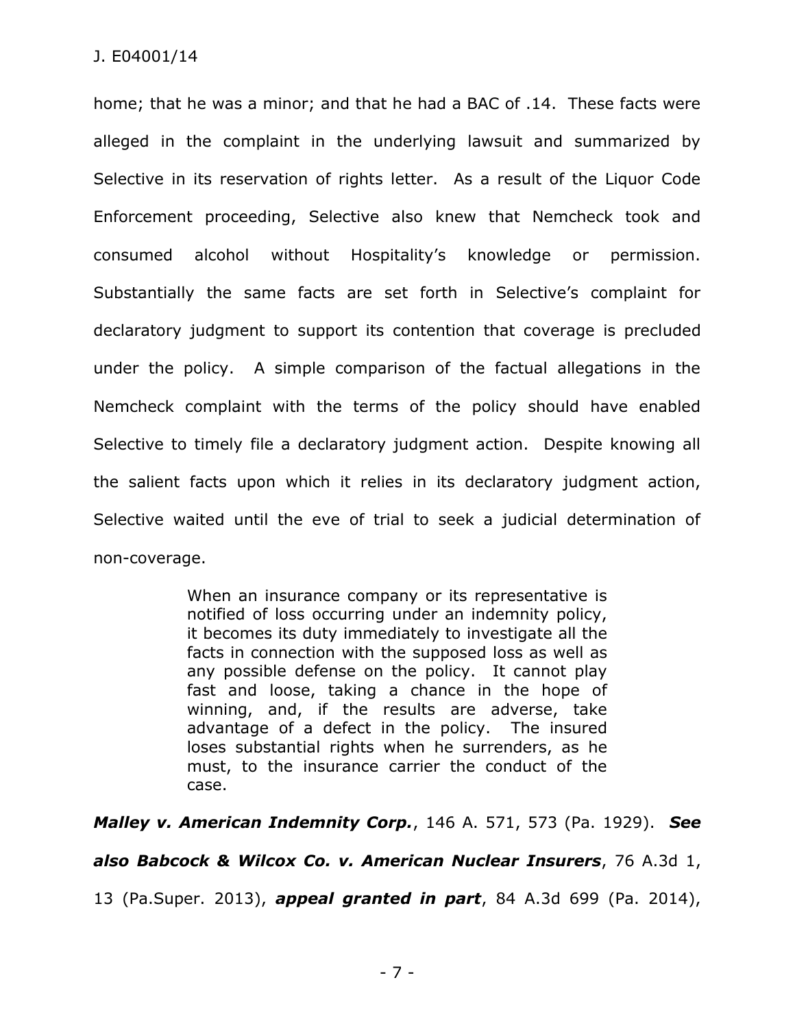home; that he was a minor; and that he had a BAC of .14. These facts were alleged in the complaint in the underlying lawsuit and summarized by Selective in its reservation of rights letter. As a result of the Liquor Code Enforcement proceeding, Selective also knew that Nemcheck took and consumed alcohol without Hospitality's knowledge or permission. Substantially the same facts are set forth in Selective's complaint for declaratory judgment to support its contention that coverage is precluded under the policy. A simple comparison of the factual allegations in the Nemcheck complaint with the terms of the policy should have enabled Selective to timely file a declaratory judgment action. Despite knowing all the salient facts upon which it relies in its declaratory judgment action, Selective waited until the eve of trial to seek a judicial determination of non-coverage.

> When an insurance company or its representative is notified of loss occurring under an indemnity policy, it becomes its duty immediately to investigate all the facts in connection with the supposed loss as well as any possible defense on the policy. It cannot play fast and loose, taking a chance in the hope of winning, and, if the results are adverse, take advantage of a defect in the policy. The insured loses substantial rights when he surrenders, as he must, to the insurance carrier the conduct of the case.

***Malley v. American Indemnity Corp.***, 146 A. 571, 573 (Pa. 1929). ***See also Babcock & Wilcox Co. v. American Nuclear Insurers***, 76 A.3d 1, 13 (Pa.Super. 2013), ***appeal granted in part***, 84 A.3d 699 (Pa. 2014),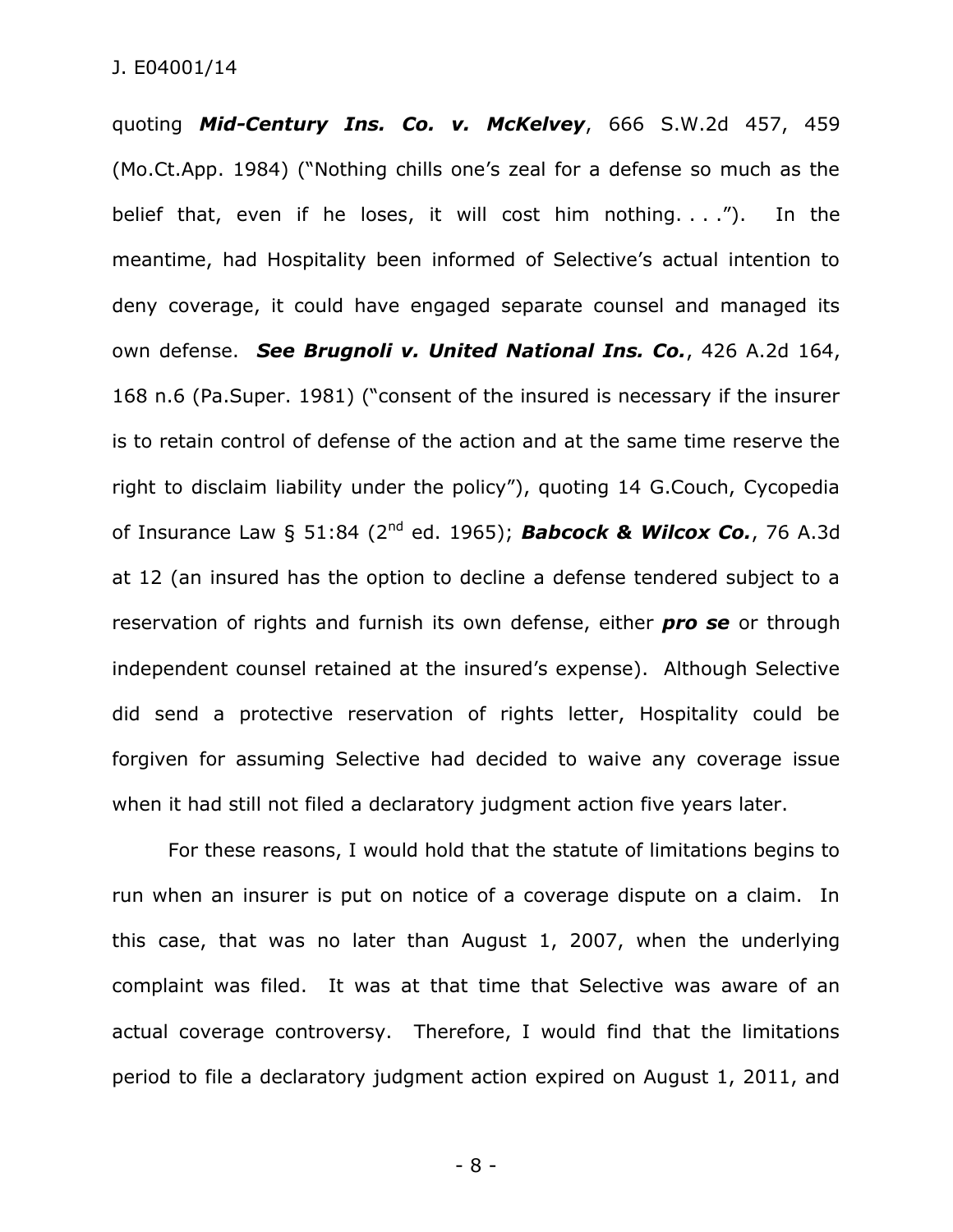quoting ***Mid-Century Ins. Co. v. McKelvey***, 666 S.W.2d 457, 459 (Mo.Ct.App. 1984) ("Nothing chills one's zeal for a defense so much as the belief that, even if he loses, it will cost him nothing. . . ."). In the meantime, had Hospitality been informed of Selective's actual intention to deny coverage, it could have engaged separate counsel and managed its own defense. ***See Brugnoli v. United National Ins. Co.***, 426 A.2d 164, 168 n.6 (Pa.Super. 1981) ("consent of the insured is necessary if the insurer is to retain control of defense of the action and at the same time reserve the right to disclaim liability under the policy"), quoting 14 G.Couch, Cycopedia of Insurance Law § 51:84 (2nd ed. 1965); ***Babcock & Wilcox Co.***, 76 A.3d at 12 (an insured has the option to decline a defense tendered subject to a reservation of rights and furnish its own defense, either ***pro se*** or through independent counsel retained at the insured's expense). Although Selective did send a protective reservation of rights letter, Hospitality could be forgiven for assuming Selective had decided to waive any coverage issue when it had still not filed a declaratory judgment action five years later.

For these reasons, I would hold that the statute of limitations begins to run when an insurer is put on notice of a coverage dispute on a claim. In this case, that was no later than August 1, 2007, when the underlying complaint was filed. It was at that time that Selective was aware of an actual coverage controversy. Therefore, I would find that the limitations period to file a declaratory judgment action expired on August 1, 2011, and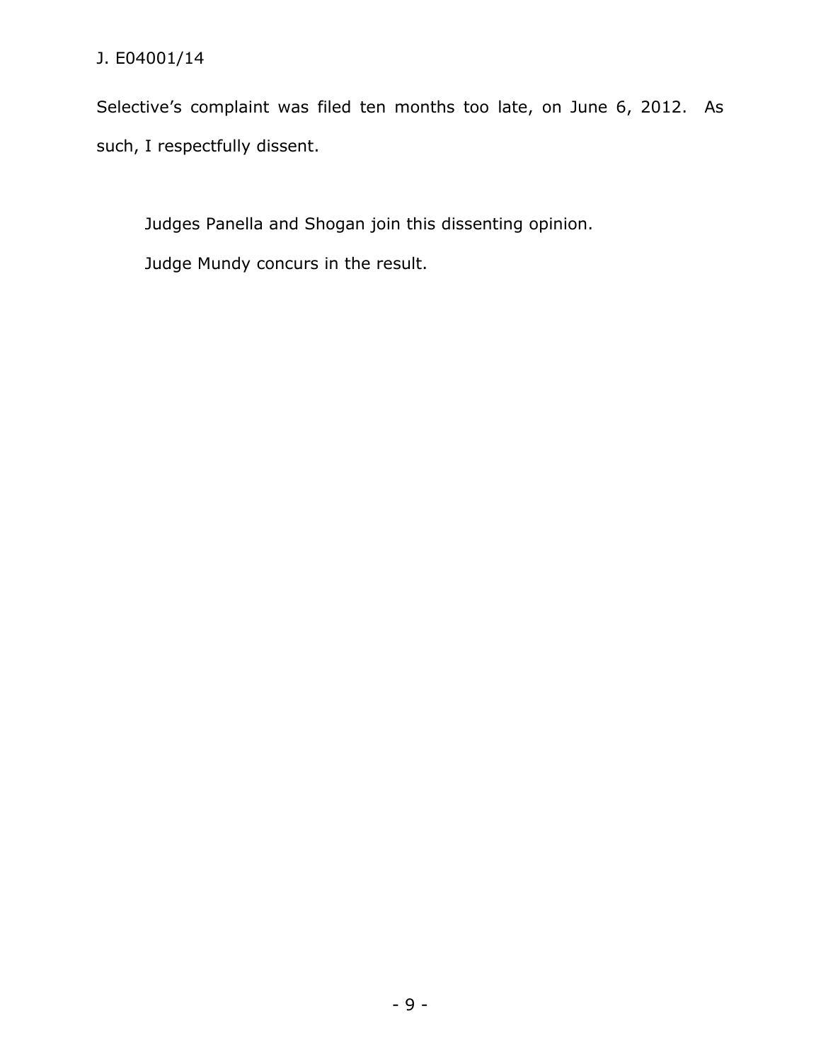Selective's complaint was filed ten months too late, on June 6, 2012. As such, I respectfully dissent.

Judges Panella and Shogan join this dissenting opinion.

Judge Mundy concurs in the result.